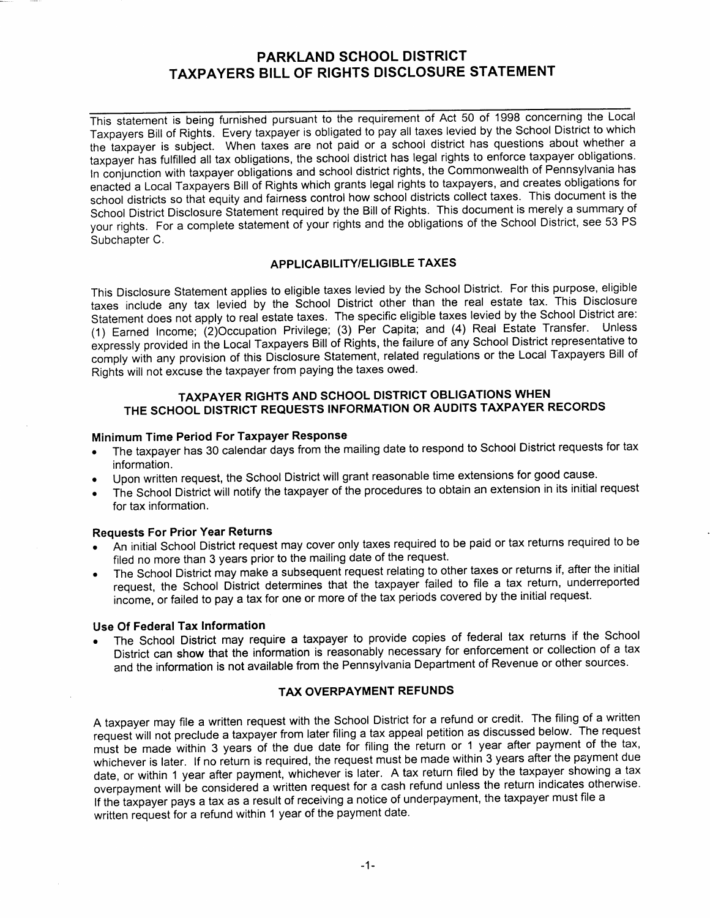# PARKLAND SCHOOL DISTRICT
# TAXPAYERS BILL OF RIGHTS DISCLOSURE STATEMENT

This statement is being furnished pursuant to the requirement of Act 50 of 1998 concerning the Local Taxpayers Bill of Rights. Every taxpayer is obligated to pay all taxes levied by the School District to which the taxpayer is subject. When taxes are not paid or a school district has questions about whether a taxpayer has fulfilled all tax obligations, the school district has legal rights to enforce taxpayer obligations. In conjunction with taxpayer obligations and school district rights, the Commonwealth of Pennsylvania has enacted a Local Taxpayers Bill of Rights which grants legal rights to taxpayers, and creates obligations for school districts so that equity and fairness control how school districts collect taxes. This document is the School District Disclosure Statement required by the Bill of Rights. This document is merely a summary of your rights. For a complete statement of your rights and the obligations of the School District, see 53 PS Subchapter C.

## APPLICABILITY/ELIGIBLE TAXES

This Disclosure Statement applies to eligible taxes levied by the School District. For this purpose, eligible taxes include any tax levied by the School District other than the real estate tax. This Disclosure Statement does not apply to real estate taxes. The specific eligible taxes levied by the School District are: (1) Earned Income; (2)Occupation Privilege; (3) Per Capita; and (4) Real Estate Transfer. Unless expressly provided in the Local Taxpayers Bill of Rights, the failure of any School District representative to comply with any provision of this Disclosure Statement, related regulations or the Local Taxpayers Bill of Rights will not excuse the taxpayer from paying the taxes owed.

## TAXPAYER RIGHTS AND SCHOOL DISTRICT OBLIGATIONS WHEN THE SCHOOL DISTRICT REQUESTS INFORMATION OR AUDITS TAXPAYER RECORDS

### Minimum Time Period For Taxpayer Response

- The taxpayer has 30 calendar days from the mailing date to respond to School District requests for tax information.
- Upon written request, the School District will grant reasonable time extensions for good cause.
- The School District will notify the taxpayer of the procedures to obtain an extension in its initial request for tax information.

### Requests For Prior Year Returns

- An initial School District request may cover only taxes required to be paid or tax returns required to be filed no more than 3 years prior to the mailing date of the request.
- The School District may make a subsequent request relating to other taxes or returns if, after the initial request, the School District determines that the taxpayer failed to file a tax return, underreported income, or failed to pay a tax for one or more of the tax periods covered by the initial request.

### Use Of Federal Tax Information

- The School District may require a taxpayer to provide copies of federal tax returns if the School District can show that the information is reasonably necessary for enforcement or collection of a tax and the information is not available from the Pennsylvania Department of Revenue or other sources.

## TAX OVERPAYMENT REFUNDS

A taxpayer may file a written request with the School District for a refund or credit. The filing of a written request will not preclude a taxpayer from later filing a tax appeal petition as discussed below. The request must be made within 3 years of the due date for filing the return or 1 year after payment of the tax, whichever is later. If no return is required, the request must be made within 3 years after the payment due date, or within 1 year after payment, whichever is later. A tax return filed by the taxpayer showing a tax overpayment will be considered a written request for a cash refund unless the return indicates otherwise. If the taxpayer pays a tax as a result of receiving a notice of underpayment, the taxpayer must file a written request for a refund within 1 year of the payment date.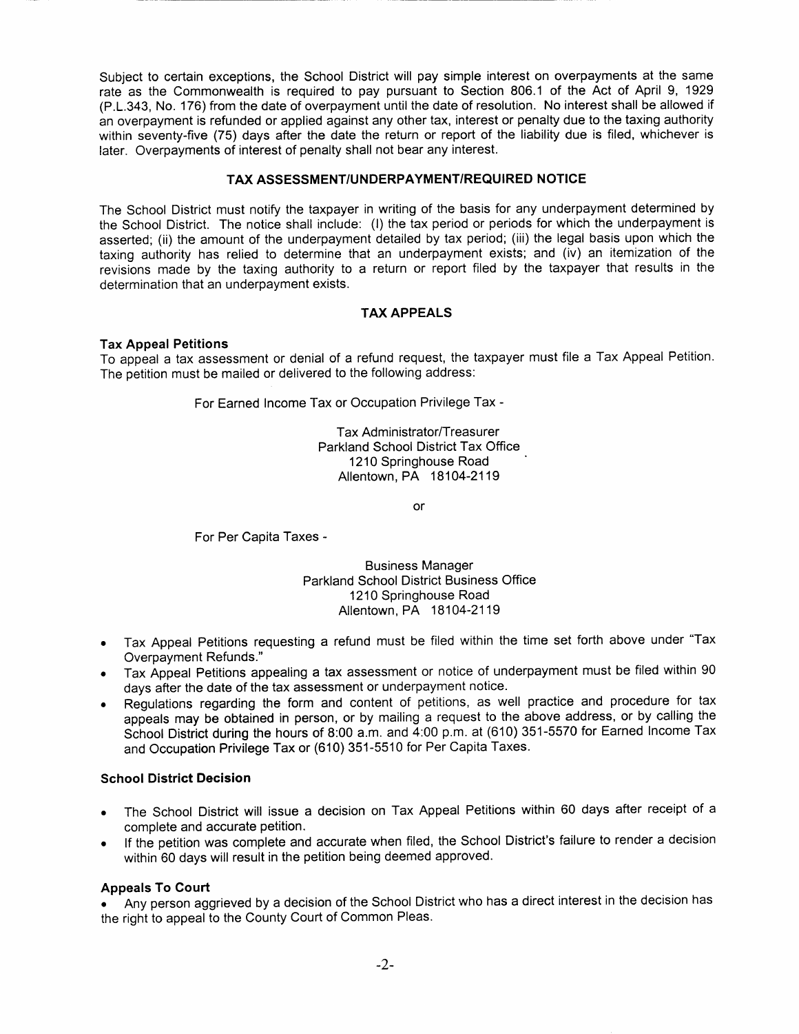Subject to certain exceptions, the School District will pay simple interest on overpayments at the same rate as the Commonwealth is required to pay pursuant to Section 806.1 of the Act of April 9, 1929 (P.L.343, No. 176) from the date of overpayment until the date of resolution. No interest shall be allowed if an overpayment is refunded or applied against any other tax, interest or penalty due to the taxing authority within seventy-five (75) days after the date the return or report of the liability due is filed, whichever is later. Overpayments of interest of penalty shall not bear any interest.

## TAX ASSESSMENT/UNDERPAYMENT/REQUIRED NOTICE

The School District must notify the taxpayer in writing of the basis for any underpayment determined by the School District. The notice shall include: (I) the tax period or periods for which the underpayment is asserted; (ii) the amount of the underpayment detailed by tax period; (iii) the legal basis upon which the taxing authority has relied to determine that an underpayment exists; and (iv) an itemization of the revisions made by the taxing authority to a return or report filed by the taxpayer that results in the determination that an underpayment exists.

## TAX APPEALS

### Tax Appeal Petitions

To appeal a tax assessment or denial of a refund request, the taxpayer must file a Tax Appeal Petition. The petition must be mailed or delivered to the following address:

For Earned Income Tax or Occupation Privilege Tax -

Tax Administrator/Treasurer
Parkland School District Tax Office
1210 Springhouse Road
Allentown, PA 18104-2119

or

For Per Capita Taxes -

Business Manager
Parkland School District Business Office
1210 Springhouse Road
Allentown, PA 18104-2119

- Tax Appeal Petitions requesting a refund must be filed within the time set forth above under "Tax Overpayment Refunds."
- Tax Appeal Petitions appealing a tax assessment or notice of underpayment must be filed within 90 days after the date of the tax assessment or underpayment notice.
- Regulations regarding the form and content of petitions, as well practice and procedure for tax appeals may be obtained in person, or by mailing a request to the above address, or by calling the School District during the hours of 8:00 a.m. and 4:00 p.m. at (610) 351-5570 for Earned Income Tax and Occupation Privilege Tax or (610) 351-5510 for Per Capita Taxes.

### School District Decision

- The School District will issue a decision on Tax Appeal Petitions within 60 days after receipt of a complete and accurate petition.
- If the petition was complete and accurate when filed, the School District's failure to render a decision within 60 days will result in the petition being deemed approved.

### Appeals To Court

- Any person aggrieved by a decision of the School District who has a direct interest in the decision has the right to appeal to the County Court of Common Pleas.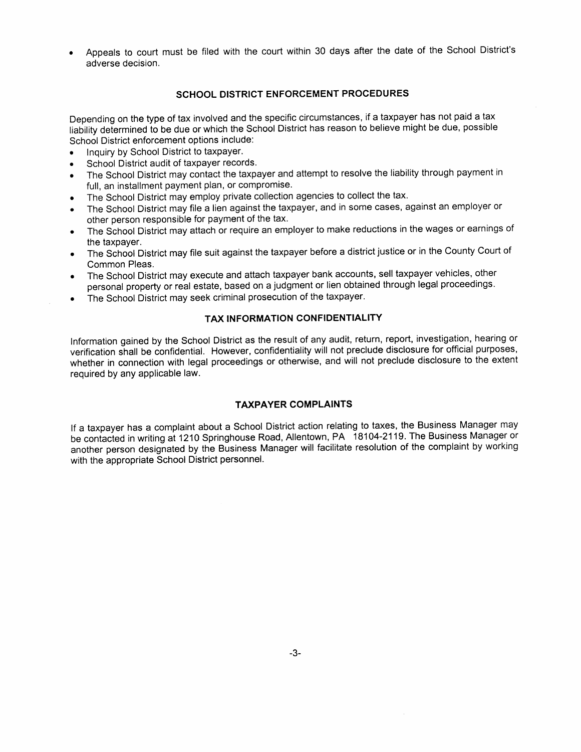- Appeals to court must be filed with the court within 30 days after the date of the School District's adverse decision.

## SCHOOL DISTRICT ENFORCEMENT PROCEDURES

Depending on the type of tax involved and the specific circumstances, if a taxpayer has not paid a tax liability determined to be due or which the School District has reason to believe might be due, possible School District enforcement options include:

- Inquiry by School District to taxpayer.
- School District audit of taxpayer records.
- The School District may contact the taxpayer and attempt to resolve the liability through payment in full, an installment payment plan, or compromise.
- The School District may employ private collection agencies to collect the tax.
- The School District may file a lien against the taxpayer, and in some cases, against an employer or other person responsible for payment of the tax.
- The School District may attach or require an employer to make reductions in the wages or earnings of the taxpayer.
- The School District may file suit against the taxpayer before a district justice or in the County Court of Common Pleas.
- The School District may execute and attach taxpayer bank accounts, sell taxpayer vehicles, other personal property or real estate, based on a judgment or lien obtained through legal proceedings.
- The School District may seek criminal prosecution of the taxpayer.

## TAX INFORMATION CONFIDENTIALITY

Information gained by the School District as the result of any audit, return, report, investigation, hearing or verification shall be confidential. However, confidentiality will not preclude disclosure for official purposes, whether in connection with legal proceedings or otherwise, and will not preclude disclosure to the extent required by any applicable law.

## TAXPAYER COMPLAINTS

If a taxpayer has a complaint about a School District action relating to taxes, the Business Manager may be contacted in writing at 1210 Springhouse Road, Allentown, PA 18104-2119. The Business Manager or another person designated by the Business Manager will facilitate resolution of the complaint by working with the appropriate School District personnel.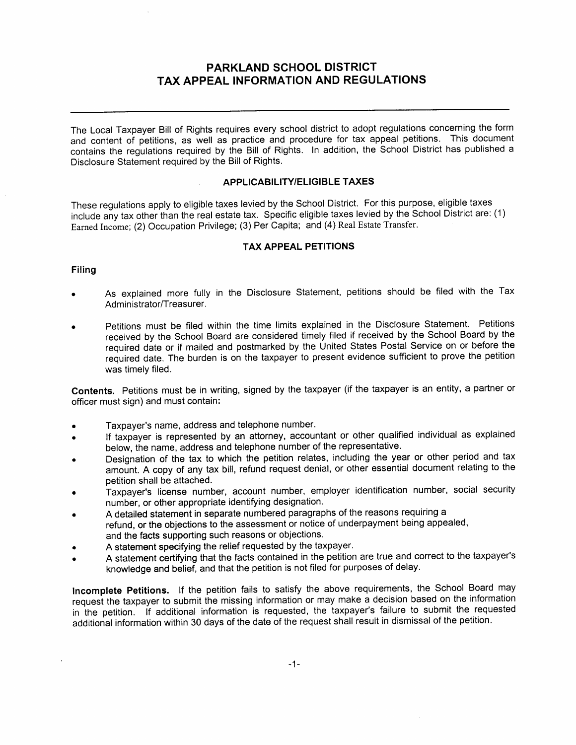# PARKLAND SCHOOL DISTRICT
# TAX APPEAL INFORMATION AND REGULATIONS

---

The Local Taxpayer Bill of Rights requires every school district to adopt regulations concerning the form and content of petitions, as well as practice and procedure for tax appeal petitions. This document contains the regulations required by the Bill of Rights. In addition, the School District has published a Disclosure Statement required by the Bill of Rights.

### APPLICABILITY/ELIGIBLE TAXES

These regulations apply to eligible taxes levied by the School District. For this purpose, eligible taxes include any tax other than the real estate tax. Specific eligible taxes levied by the School District are: (1) Earned Income; (2) Occupation Privilege; (3) Per Capita; and (4) Real Estate Transfer.

### TAX APPEAL PETITIONS

**Filing**

- As explained more fully in the Disclosure Statement, petitions should be filed with the Tax Administrator/Treasurer.
- Petitions must be filed within the time limits explained in the Disclosure Statement. Petitions received by the School Board are considered timely filed if received by the School Board by the required date or if mailed and postmarked by the United States Postal Service on or before the required date. The burden is on the taxpayer to present evidence sufficient to prove the petition was timely filed.

**Contents.** Petitions must be in writing, signed by the taxpayer (if the taxpayer is an entity, a partner or officer must sign) and must contain:

- Taxpayer's name, address and telephone number.
- If taxpayer is represented by an attorney, accountant or other qualified individual as explained below, the name, address and telephone number of the representative.
- Designation of the tax to which the petition relates, including the year or other period and tax amount. A copy of any tax bill, refund request denial, or other essential document relating to the petition shall be attached.
- Taxpayer's license number, account number, employer identification number, social security number, or other appropriate identifying designation.
- A detailed statement in separate numbered paragraphs of the reasons requiring a refund, or the objections to the assessment or notice of underpayment being appealed, and the facts supporting such reasons or objections.
- A statement specifying the relief requested by the taxpayer.
- A statement certifying that the facts contained in the petition are true and correct to the taxpayer's knowledge and belief, and that the petition is not filed for purposes of delay.

**Incomplete Petitions.** If the petition fails to satisfy the above requirements, the School Board may request the taxpayer to submit the missing information or may make a decision based on the information in the petition. If additional information is requested, the taxpayer's failure to submit the requested additional information within 30 days of the date of the request shall result in dismissal of the petition.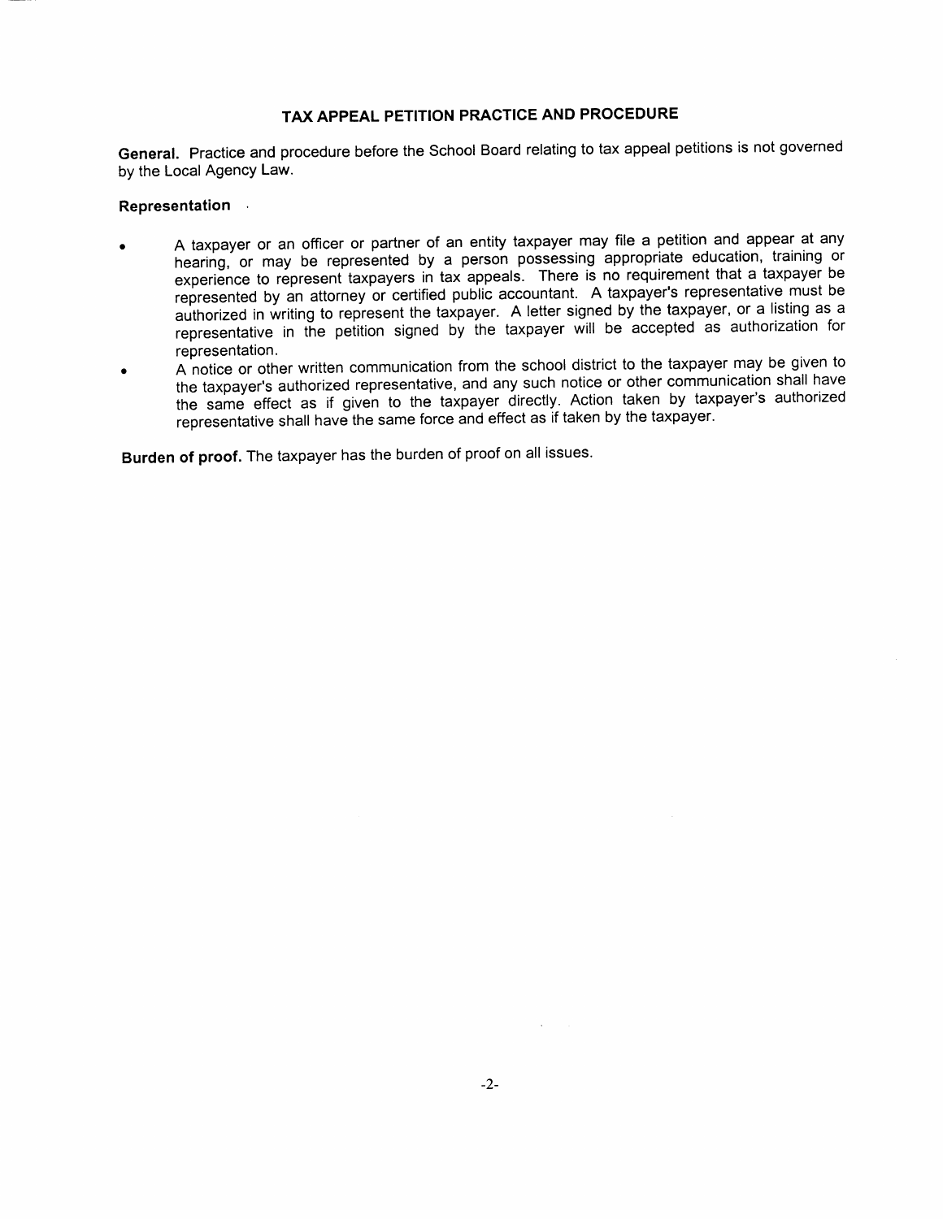# TAX APPEAL PETITION PRACTICE AND PROCEDURE

**General.** Practice and procedure before the School Board relating to tax appeal petitions is not governed by the Local Agency Law.

**Representation**

- A taxpayer or an officer or partner of an entity taxpayer may file a petition and appear at any hearing, or may be represented by a person possessing appropriate education, training or experience to represent taxpayers in tax appeals. There is no requirement that a taxpayer be represented by an attorney or certified public accountant. A taxpayer's representative must be authorized in writing to represent the taxpayer. A letter signed by the taxpayer, or a listing as a representative in the petition signed by the taxpayer will be accepted as authorization for representation.
- A notice or other written communication from the school district to the taxpayer may be given to the taxpayer's authorized representative, and any such notice or other communication shall have the same effect as if given to the taxpayer directly. Action taken by taxpayer's authorized representative shall have the same force and effect as if taken by the taxpayer.

**Burden of proof.** The taxpayer has the burden of proof on all issues.